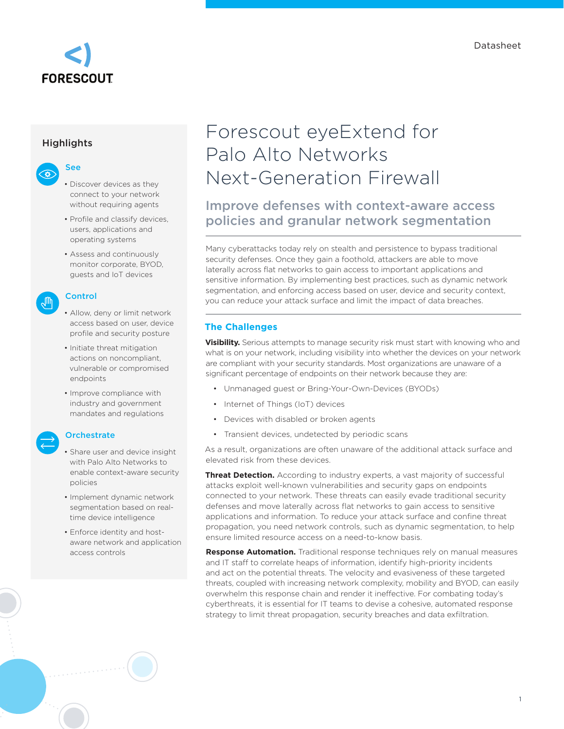FORESCOUT

Datasheet

# Forescout eyeExtend for Palo Alto Networks Next-Generation Firewall

## Improve defenses with context-aware access policies and granular network segmentation

Many cyberattacks today rely on stealth and persistence to bypass traditional security defenses. Once they gain a foothold, attackers are able to move laterally across flat networks to gain access to important applications and sensitive information. By implementing best practices, such as dynamic network segmentation, and enforcing access based on user, device and security context, you can reduce your attack surface and limit the impact of data breaches.

## Highlights

### See

- Discover devices as they connect to your network without requiring agents
- Profile and classify devices, users, applications and operating systems
- Assess and continuously monitor corporate, BYOD, guests and IoT devices

### Control

- Allow, deny or limit network access based on user, device profile and security posture
- Initiate threat mitigation actions on noncompliant, vulnerable or compromised endpoints
- Improve compliance with industry and government mandates and regulations

### Orchestrate

- Share user and device insight with Palo Alto Networks to enable context-aware security policies
- Implement dynamic network segmentation based on real-time device intelligence
- Enforce identity and host-aware network and application access controls

## The Challenges

**Visibility.** Serious attempts to manage security risk must start with knowing who and what is on your network, including visibility into whether the devices on your network are compliant with your security standards. Most organizations are unaware of a significant percentage of endpoints on their network because they are:

- Unmanaged guest or Bring-Your-Own-Devices (BYODs)
- Internet of Things (IoT) devices
- Devices with disabled or broken agents
- Transient devices, undetected by periodic scans

As a result, organizations are often unaware of the additional attack surface and elevated risk from these devices.

**Threat Detection.** According to industry experts, a vast majority of successful attacks exploit well-known vulnerabilities and security gaps on endpoints connected to your network. These threats can easily evade traditional security defenses and move laterally across flat networks to gain access to sensitive applications and information. To reduce your attack surface and confine threat propagation, you need network controls, such as dynamic segmentation, to help ensure limited resource access on a need-to-know basis.

**Response Automation.** Traditional response techniques rely on manual measures and IT staff to correlate heaps of information, identify high-priority incidents and act on the potential threats. The velocity and evasiveness of these targeted threats, coupled with increasing network complexity, mobility and BYOD, can easily overwhelm this response chain and render it ineffective. For combating today's cyberthreats, it is essential for IT teams to devise a cohesive, automated response strategy to limit threat propagation, security breaches and data exfiltration.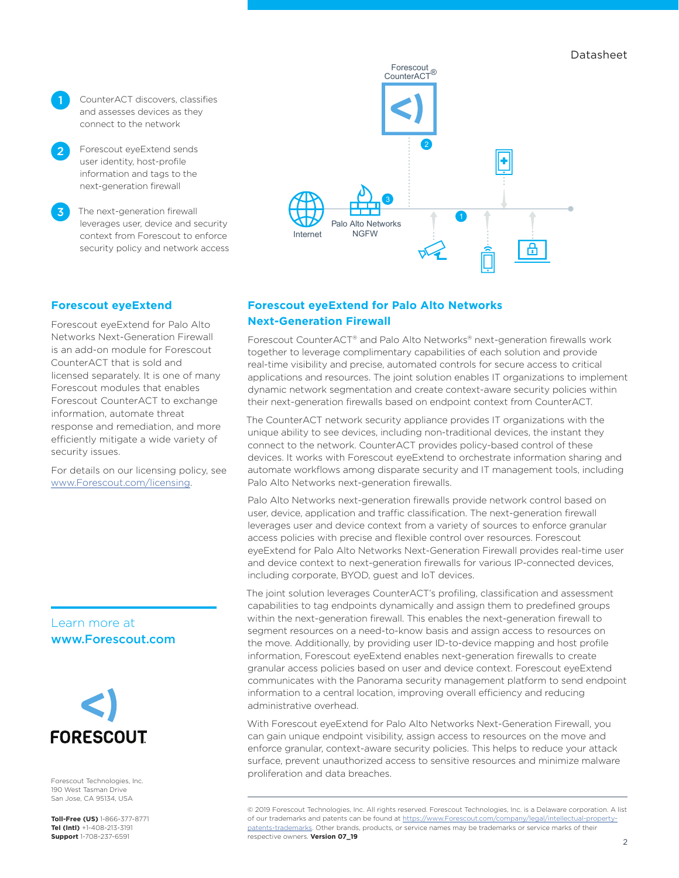1. CounterACT discovers, classifies and assesses devices as they connect to the network
2. Forescout eyeExtend sends user identity, host-profile information and tags to the next-generation firewall
3. The next-generation firewall leverages user, device and security context from Forescout to enforce security policy and network access

Forescout CounterACT®

Internet

Palo Alto Networks NGFW

## Forescout eyeExtend

Forescout eyeExtend for Palo Alto Networks Next-Generation Firewall is an add-on module for Forescout CounterACT that is sold and licensed separately. It is one of many Forescout modules that enables Forescout CounterACT to exchange information, automate threat response and remediation, and more efficiently mitigate a wide variety of security issues.

For details on our licensing policy, see www.Forescout.com/licensing.

Learn more at **www.Forescout.com**

Forescout Technologies, Inc.
190 West Tasman Drive
San Jose, CA 95134, USA

**Toll-Free (US)** 1-866-377-8771
**Tel (Intl)** +1-408-213-3191
**Support** 1-708-237-6591

## Forescout eyeExtend for Palo Alto Networks Next-Generation Firewall

Forescout CounterACT® and Palo Alto Networks® next-generation firewalls work together to leverage complimentary capabilities of each solution and provide real-time visibility and precise, automated controls for secure access to critical applications and resources. The joint solution enables IT organizations to implement dynamic network segmentation and create context-aware security policies within their next-generation firewalls based on endpoint context from CounterACT.

The CounterACT network security appliance provides IT organizations with the unique ability to see devices, including non-traditional devices, the instant they connect to the network. CounterACT provides policy-based control of these devices. It works with Forescout eyeExtend to orchestrate information sharing and automate workflows among disparate security and IT management tools, including Palo Alto Networks next-generation firewalls.

Palo Alto Networks next-generation firewalls provide network control based on user, device, application and traffic classification. The next-generation firewall leverages user and device context from a variety of sources to enforce granular access policies with precise and flexible control over resources. Forescout eyeExtend for Palo Alto Networks Next-Generation Firewall provides real-time user and device context to next-generation firewalls for various IP-connected devices, including corporate, BYOD, guest and IoT devices.

The joint solution leverages CounterACT's profiling, classification and assessment capabilities to tag endpoints dynamically and assign them to predefined groups within the next-generation firewall. This enables the next-generation firewall to segment resources on a need-to-know basis and assign access to resources on the move. Additionally, by providing user ID-to-device mapping and host profile information, Forescout eyeExtend enables next-generation firewalls to create granular access policies based on user and device context. Forescout eyeExtend communicates with the Panorama security management platform to send endpoint information to a central location, improving overall efficiency and reducing administrative overhead.

With Forescout eyeExtend for Palo Alto Networks Next-Generation Firewall, you can gain unique endpoint visibility, assign access to resources on the move and enforce granular, context-aware security policies. This helps to reduce your attack surface, prevent unauthorized access to sensitive resources and minimize malware proliferation and data breaches.

© 2019 Forescout Technologies, Inc. All rights reserved. Forescout Technologies, Inc. is a Delaware corporation. A list of our trademarks and patents can be found at https://www.Forescout.com/company/legal/intellectual-property-patents-trademarks. Other brands, products, or service names may be trademarks or service marks of their respective owners. **Version 07_19**